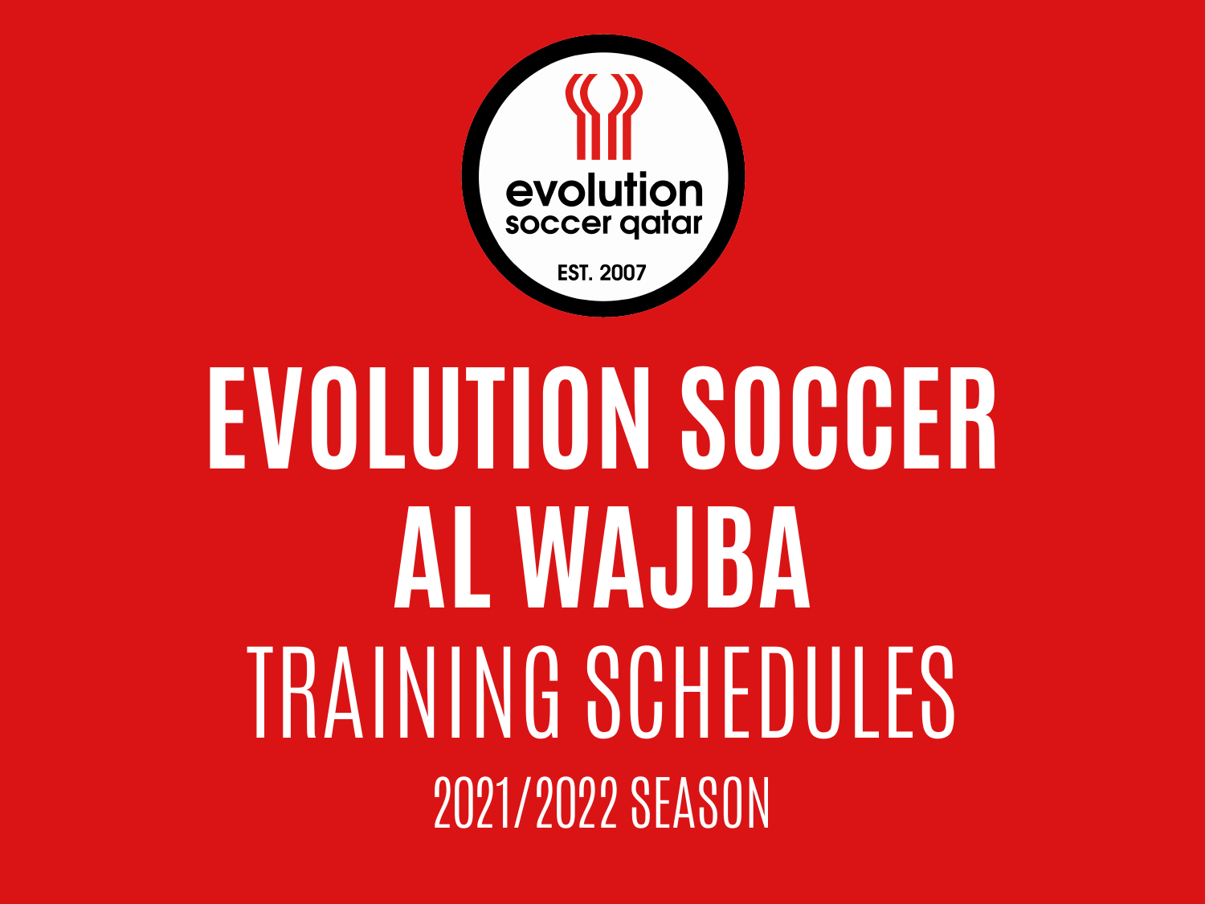evolution soccer qatar

EST. 2007

# EVOLUTION SOCCER AL WAJBA

## TRAINING SCHEDULES

2021/2022 SEASON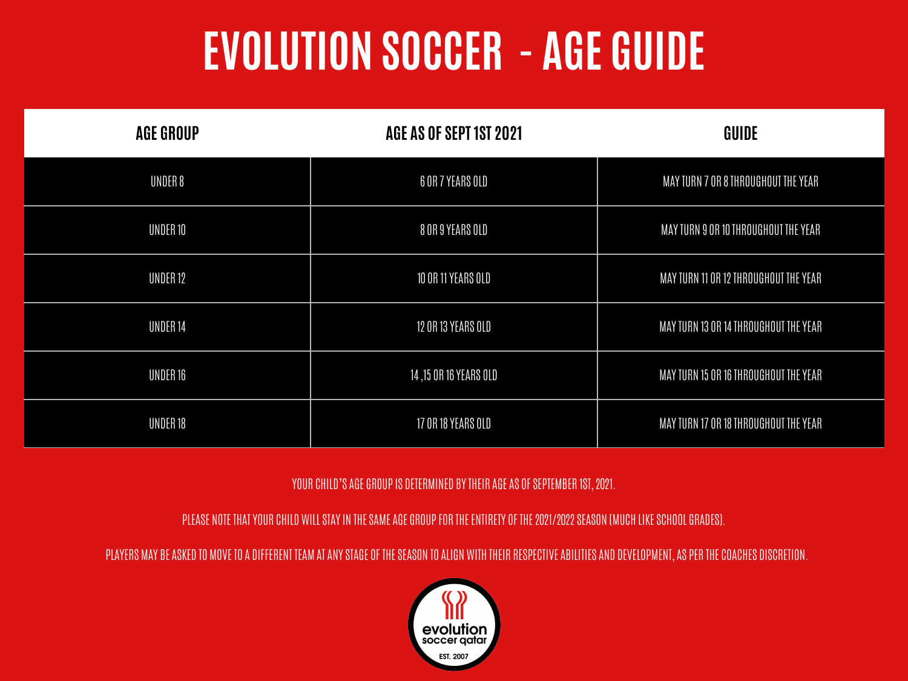# EVOLUTION SOCCER - AGE GUIDE

| AGE GROUP | AGE AS OF SEPT 1ST 2021 | GUIDE |
|---|---|---|
| UNDER 8 | 6 OR 7 YEARS OLD | MAY TURN 7 OR 8 THROUGHOUT THE YEAR |
| UNDER 10 | 8 OR 9 YEARS OLD | MAY TURN 9 OR 10 THROUGHOUT THE YEAR |
| UNDER 12 | 10 OR 11 YEARS OLD | MAY TURN 11 OR 12 THROUGHOUT THE YEAR |
| UNDER 14 | 12 OR 13 YEARS OLD | MAY TURN 13 OR 14 THROUGHOUT THE YEAR |
| UNDER 16 | 14 ,15 OR 16 YEARS OLD | MAY TURN 15 OR 16 THROUGHOUT THE YEAR |
| UNDER 18 | 17 OR 18 YEARS OLD | MAY TURN 17 OR 18 THROUGHOUT THE YEAR |

YOUR CHILD'S AGE GROUP IS DETERMINED BY THEIR AGE AS OF SEPTEMBER 1ST, 2021.

PLEASE NOTE THAT YOUR CHILD WILL STAY IN THE SAME AGE GROUP FOR THE ENTIRETY OF THE 2021/2022 SEASON (MUCH LIKE SCHOOL GRADES).

PLAYERS MAY BE ASKED TO MOVE TO A DIFFERENT TEAM AT ANY STAGE OF THE SEASON TO ALIGN WITH THEIR RESPECTIVE ABILITIES AND DEVELOPMENT, AS PER THE COACHES DISCRETION.

evolution soccer qatar
EST. 2007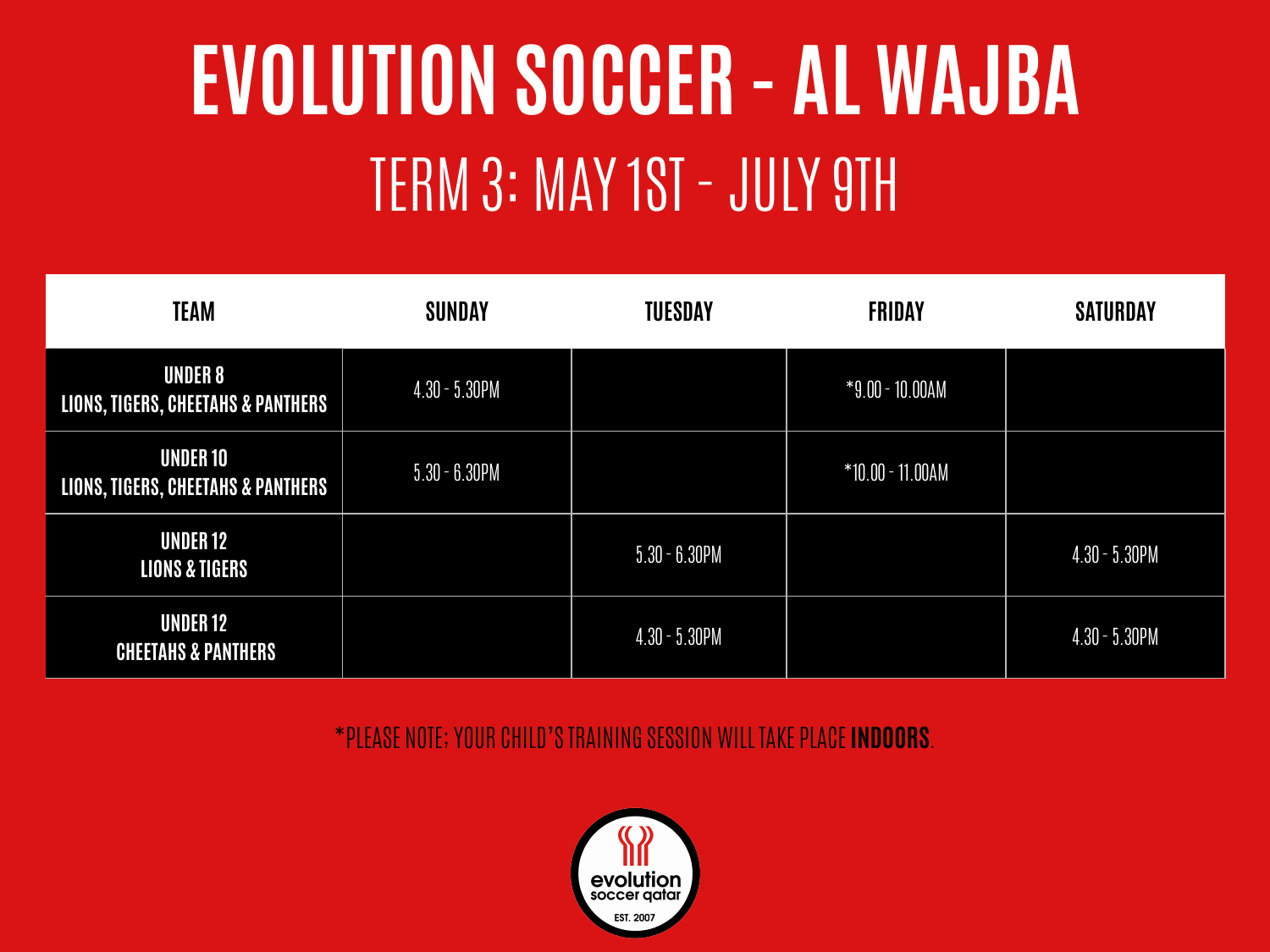# EVOLUTION SOCCER - AL WAJBA

## TERM 3: MAY 1ST - JULY 9TH

| TEAM | SUNDAY | TUESDAY | FRIDAY | SATURDAY |
|---|---|---|---|---|
| UNDER 8<br>LIONS, TIGERS, CHEETAHS & PANTHERS | 4.30 - 5.30PM | | *9.00 - 10.00AM | |
| UNDER 10<br>LIONS, TIGERS, CHEETAHS & PANTHERS | 5.30 - 6.30PM | | *10.00 - 11.00AM | |
| UNDER 12<br>LIONS & TIGERS | | 5.30 - 6.30PM | | 4.30 - 5.30PM |
| UNDER 12<br>CHEETAHS & PANTHERS | | 4.30 - 5.30PM | | 4.30 - 5.30PM |

*PLEASE NOTE; YOUR CHILD'S TRAINING SESSION WILL TAKE PLACE **INDOORS**.

evolution soccer qatar
EST. 2007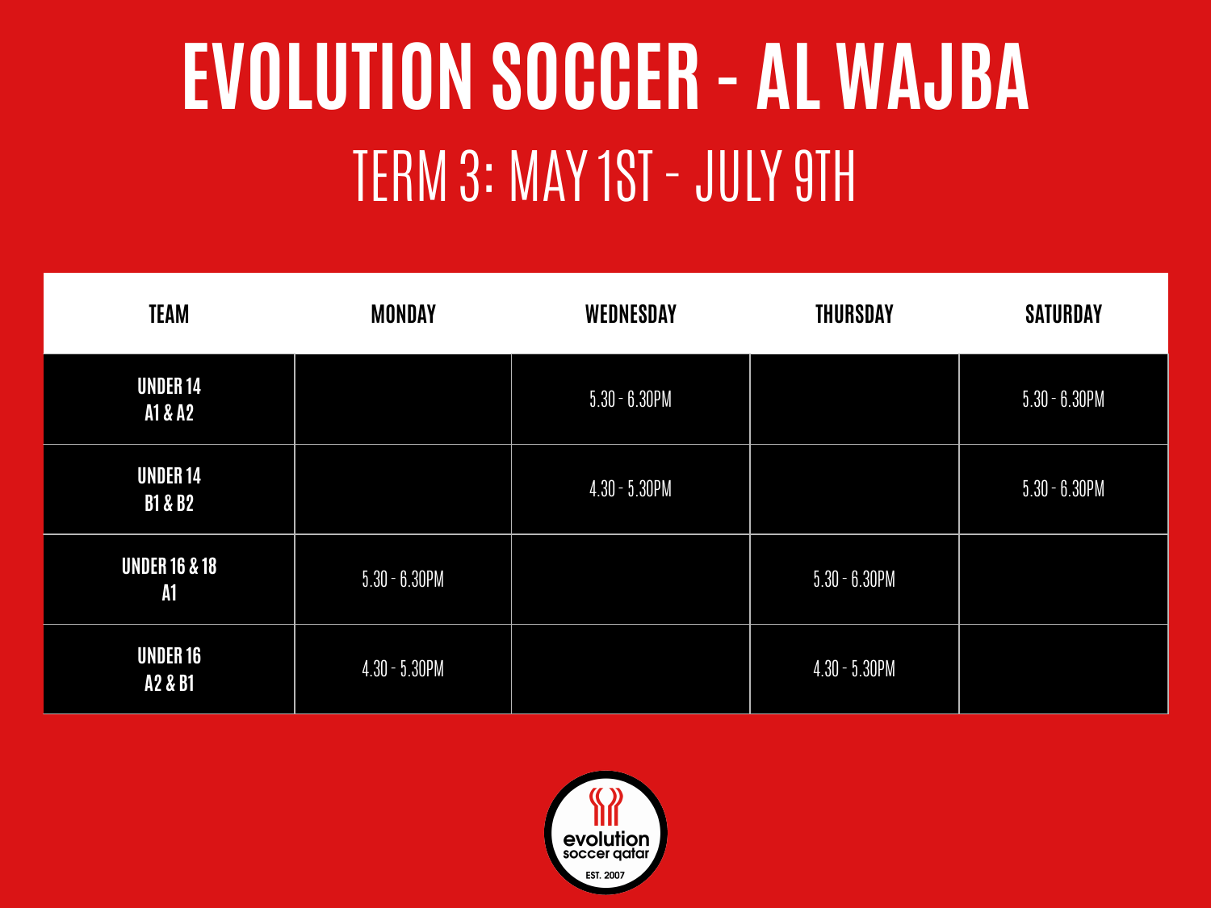# EVOLUTION SOCCER - AL WAJBA

## TERM 3: MAY 1ST - JULY 9TH

| TEAM | MONDAY | WEDNESDAY | THURSDAY | SATURDAY |
|---|---|---|---|---|
| UNDER 14 A1 & A2 | | 5.30 - 6.30PM | | 5.30 - 6.30PM |
| UNDER 14 B1 & B2 | | 4.30 - 5.30PM | | 5.30 - 6.30PM |
| UNDER 16 & 18 A1 | 5.30 - 6.30PM | | 5.30 - 6.30PM | |
| UNDER 16 A2 & B1 | 4.30 - 5.30PM | | 4.30 - 5.30PM | |

evolution soccer qatar

EST. 2007